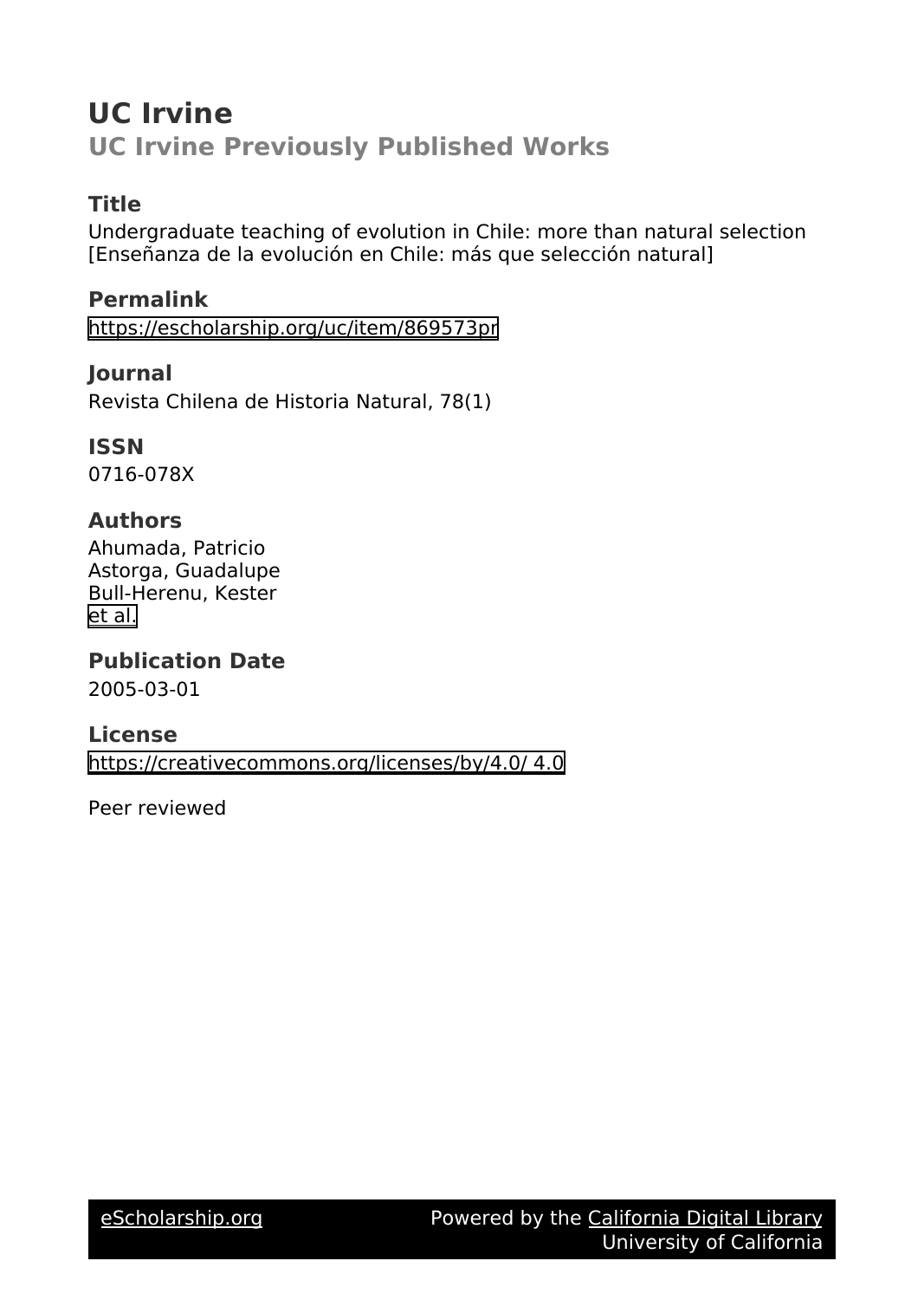# UC Irvine

## UC Irvine Previously Published Works

### Title

Undergraduate teaching of evolution in Chile: more than natural selection [Enseñanza de la evolución en Chile: más que selección natural]

### Permalink

https://escholarship.org/uc/item/869573pr

### Journal

Revista Chilena de Historia Natural, 78(1)

### ISSN

0716-078X

### Authors

Ahumada, Patricio
Astorga, Guadalupe
Bull-Herenu, Kester
et al.

### Publication Date

2005-03-01

### License

https://creativecommons.org/licenses/by/4.0/ 4.0

Peer reviewed

eScholarship.org Powered by the California Digital Library University of California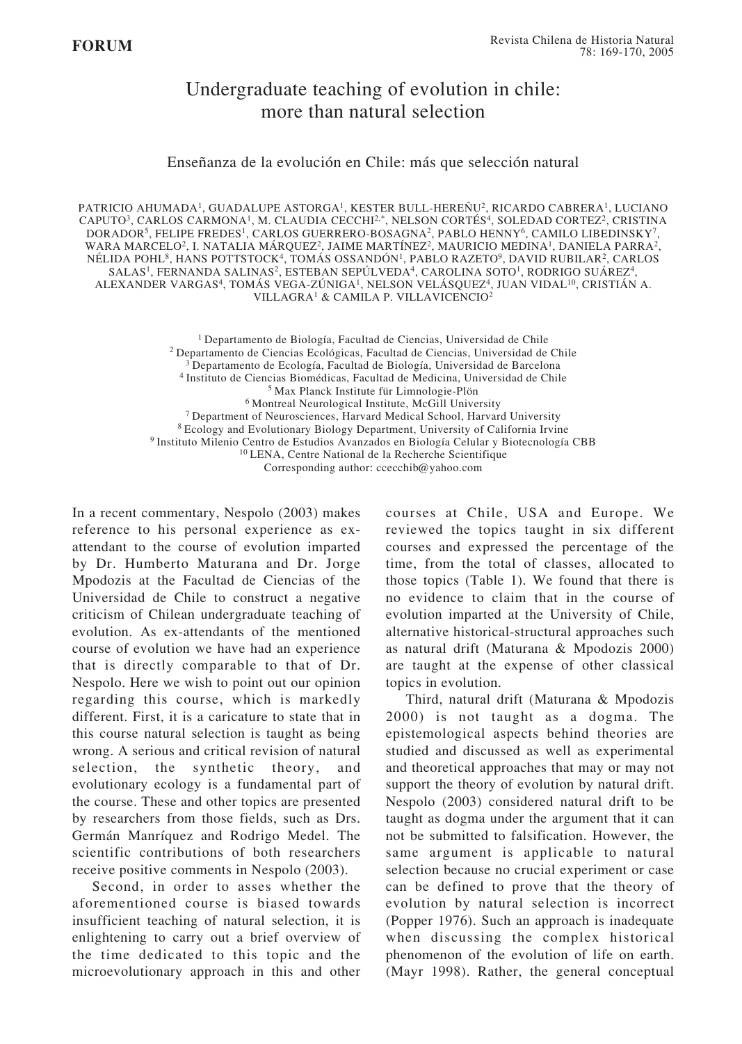**FORUM**

# Undergraduate teaching of evolution in chile: more than natural selection

## Enseñanza de la evolución en Chile: más que selección natural

PATRICIO AHUMADA[1], GUADALUPE ASTORGA[1], KESTER BULL-HEREÑU[2], RICARDO CABRERA[1], LUCIANO CAPUTO[3], CARLOS CARMONA[1], M. CLAUDIA CECCHI[2,*], NELSON CORTÉS[4], SOLEDAD CORTEZ[2], CRISTINA DORADOR[5], FELIPE FREDES[1], CARLOS GUERRERO-BOSAGNA[2], PABLO HENNY[6], CAMILO LIBEDINSKY[7], WARA MARCELO[2], I. NATALIA MÁRQUEZ[2], JAIME MARTÍNEZ[2], MAURICIO MEDINA[1], DANIELA PARRA[2], NÉLIDA POHL[8], HANS POTTSTOCK[4], TOMÁS OSSANDÓN[1], PABLO RAZETO[9], DAVID RUBILAR[2], CARLOS SALAS[1], FERNANDA SALINAS[2], ESTEBAN SEPÚLVEDA[4], CAROLINA SOTO[1], RODRIGO SUÁREZ[4], ALEXANDER VARGAS[4], TOMÁS VEGA-ZÚNIGA[1], NELSON VELÁSQUEZ[4], JUAN VIDAL[10], CRISTIÁN A. VILLAGRA[1] & CAMILA P. VILLAVICENCIO[2]

[1] Departamento de Biología, Facultad de Ciencias, Universidad de Chile
[2] Departamento de Ciencias Ecológicas, Facultad de Ciencias, Universidad de Chile
[3] Departamento de Ecología, Facultad de Biología, Universidad de Barcelona
[4] Instituto de Ciencias Biomédicas, Facultad de Medicina, Universidad de Chile
[5] Max Planck Institute für Limnologie-Plön
[6] Montreal Neurological Institute, McGill University
[7] Department of Neurosciences, Harvard Medical School, Harvard University
[8] Ecology and Evolutionary Biology Department, University of California Irvine
[9] Instituto Milenio Centro de Estudios Avanzados en Biología Celular y Biotecnología CBB
[10] LENA, Centre National de la Recherche Scientifique
Corresponding author: ccecchib@yahoo.com

In a recent commentary, Nespolo (2003) makes reference to his personal experience as ex-attendant to the course of evolution imparted by Dr. Humberto Maturana and Dr. Jorge Mpodozis at the Facultad de Ciencias of the Universidad de Chile to construct a negative criticism of Chilean undergraduate teaching of evolution. As ex-attendants of the mentioned course of evolution we have had an experience that is directly comparable to that of Dr. Nespolo. Here we wish to point out our opinion regarding this course, which is markedly different. First, it is a caricature to state that in this course natural selection is taught as being wrong. A serious and critical revision of natural selection, the synthetic theory, and evolutionary ecology is a fundamental part of the course. These and other topics are presented by researchers from those fields, such as Drs. Germán Manríquez and Rodrigo Medel. The scientific contributions of both researchers receive positive comments in Nespolo (2003).

Second, in order to asses whether the aforementioned course is biased towards insufficient teaching of natural selection, it is enlightening to carry out a brief overview of the time dedicated to this topic and the microevolutionary approach in this and other courses at Chile, USA and Europe. We reviewed the topics taught in six different courses and expressed the percentage of the time, from the total of classes, allocated to those topics (Table 1). We found that there is no evidence to claim that in the course of evolution imparted at the University of Chile, alternative historical-structural approaches such as natural drift (Maturana & Mpodozis 2000) are taught at the expense of other classical topics in evolution.

Third, natural drift (Maturana & Mpodozis 2000) is not taught as a dogma. The epistemological aspects behind theories are studied and discussed as well as experimental and theoretical approaches that may or may not support the theory of evolution by natural drift. Nespolo (2003) considered natural drift to be taught as dogma under the argument that it can not be submitted to falsification. However, the same argument is applicable to natural selection because no crucial experiment or case can be defined to prove that the theory of evolution by natural selection is incorrect (Popper 1976). Such an approach is inadequate when discussing the complex historical phenomenon of the evolution of life on earth. (Mayr 1998). Rather, the general conceptual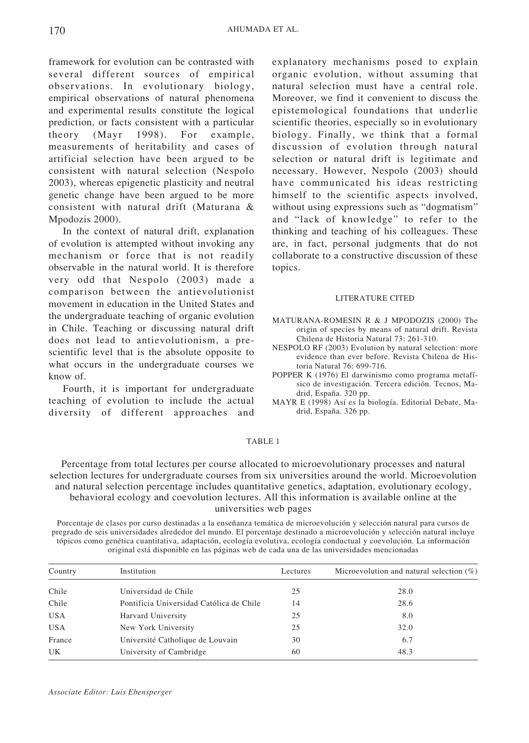framework for evolution can be contrasted with several different sources of empirical observations. In evolutionary biology, empirical observations of natural phenomena and experimental results constitute the logical prediction, or facts consistent with a particular theory (Mayr 1998). For example, measurements of heritability and cases of artificial selection have been argued to be consistent with natural selection (Nespolo 2003), whereas epigenetic plasticity and neutral genetic change have been argued to be more consistent with natural drift (Maturana & Mpodozis 2000).

In the context of natural drift, explanation of evolution is attempted without invoking any mechanism or force that is not readily observable in the natural world. It is therefore very odd that Nespolo (2003) made a comparison between the antievolutionist movement in education in the United States and the undergraduate teaching of organic evolution in Chile. Teaching or discussing natural drift does not lead to antievolutionism, a pre-scientific level that is the absolute opposite to what occurs in the undergraduate courses we know of.

Fourth, it is important for undergraduate teaching of evolution to include the actual diversity of different approaches and explanatory mechanisms posed to explain organic evolution, without assuming that natural selection must have a central role. Moreover, we find it convenient to discuss the epistemological foundations that underlie scientific theories, especially so in evolutionary biology. Finally, we think that a formal discussion of evolution through natural selection or natural drift is legitimate and necessary. However, Nespolo (2003) should have communicated his ideas restricting himself to the scientific aspects involved, without using expressions such as "dogmatism" and "lack of knowledge" to refer to the thinking and teaching of his colleagues. These are, in fact, personal judgments that do not collaborate to a constructive discussion of these topics.

## LITERATURE CITED

MATURANA-ROMESIN R & J MPODOZIS (2000) The origin of species by means of natural drift. Revista Chilena de Historia Natural 73: 261-310.

NESPOLO RF (2003) Evolution by natural selection: more evidence than ever before. Revista Chilena de Historia Natural 76: 699-716.

POPPER K (1976) El darwinismo como programa metafísico de investigación. Tercera edición. Tecnos, Madrid, España. 320 pp.

MAYR E (1998) Así es la biología. Editorial Debate, Madrid, España. 326 pp.

TABLE 1

Percentage from total lectures per course allocated to microevolutionary processes and natural selection lectures for undergraduate courses from six universities around the world. Microevolution and natural selection percentage includes quantitative genetics, adaptation, evolutionary ecology, behavioral ecology and coevolution lectures. All this information is available online at the universities web pages

Porcentaje de clases por curso destinadas a la enseñanza temática de microevolución y selección natural para cursos de pregrado de seis universidades alrededor del mundo. El porcentaje destinado a microevolución y selección natural incluye tópicos como genética cuantitativa, adaptación, ecología evolutiva, ecología conductual y coevolución. La información original está disponible en las páginas web de cada una de las universidades mencionadas

| Country | Institution | Lectures | Microevolution and natural selection (%) |
|---|---|---|---|
| Chile | Universidad de Chile | 25 | 28.0 |
| Chile | Pontificia Universidad Católica de Chile | 14 | 28.6 |
| USA | Harvard University | 25 | 8.0 |
| USA | New York University | 25 | 32.0 |
| France | Université Catholique de Louvain | 30 | 6.7 |
| UK | University of Cambridge | 60 | 48.3 |

*Associate Editor: Luis Ebensperger*